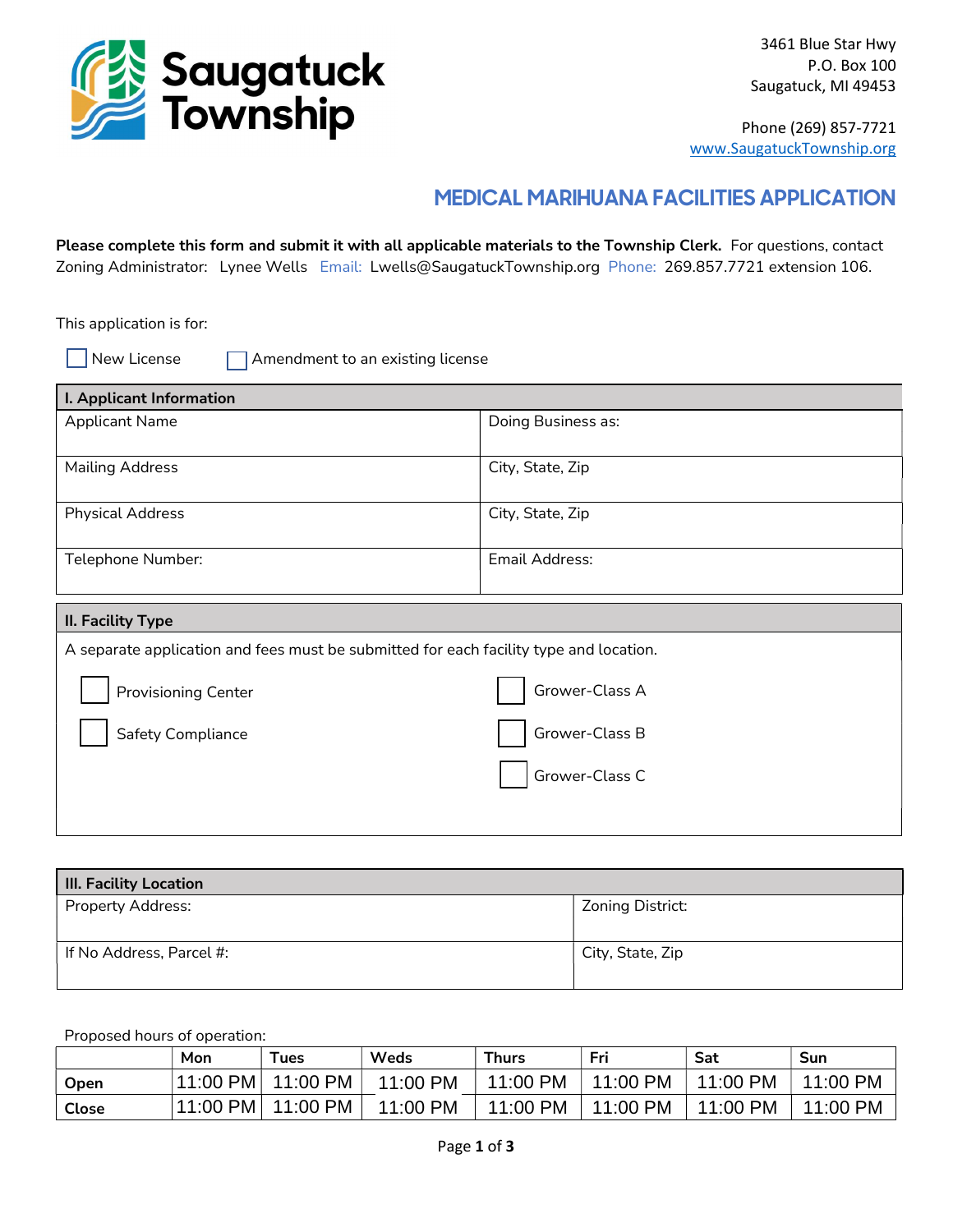Saugatuck Township

3461 Blue Star Hwy
P.O. Box 100
Saugatuck, MI 49453

Phone (269) 857-7721
www.SaugatuckTownship.org

# MEDICAL MARIHUANA FACILITIES APPLICATION

**Please complete this form and submit it with all applicable materials to the Township Clerk.** For questions, contact Zoning Administrator: Lynee Wells Email: Lwells@SaugatuckTownship.org Phone: 269.857.7721 extension 106.

This application is for:

☐ New License ☐ Amendment to an existing license

## I. Applicant Information

| | |
|---|---|
| Applicant Name | Doing Business as: |
| Mailing Address | City, State, Zip |
| Physical Address | City, State, Zip |
| Telephone Number: | Email Address: |

## II. Facility Type

A separate application and fees must be submitted for each facility type and location.

☐ Provisioning Center

☐ Safety Compliance

☐ Grower-Class A

☐ Grower-Class B

☐ Grower-Class C

## III. Facility Location

| | |
|---|---|
| Property Address: | Zoning District: |
| If No Address, Parcel #: | City, State, Zip |

Proposed hours of operation:

| | Mon | Tues | Weds | Thurs | Fri | Sat | Sun |
|---|---|---|---|---|---|---|---|
| **Open** | 11:00 PM | 11:00 PM | 11:00 PM | 11:00 PM | 11:00 PM | 11:00 PM | 11:00 PM |
| **Close** | 11:00 PM | 11:00 PM | 11:00 PM | 11:00 PM | 11:00 PM | 11:00 PM | 11:00 PM |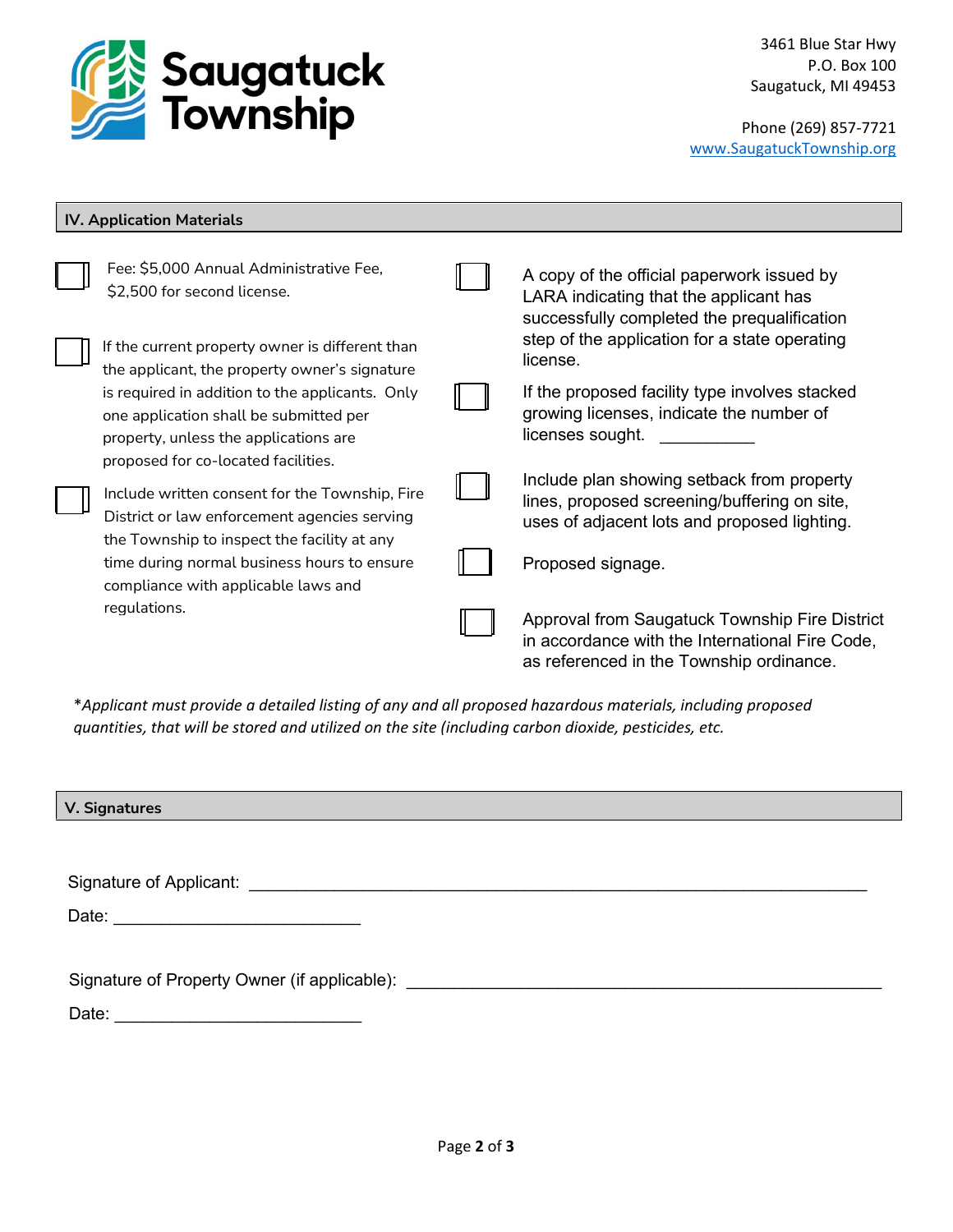Saugatuck Township

3461 Blue Star Hwy
P.O. Box 100
Saugatuck, MI 49453

Phone (269) 857-7721
www.SaugatuckTownship.org

## IV. Application Materials

- [ ] Fee: $5,000 Annual Administrative Fee, $2,500 for second license.
- [ ] If the current property owner is different than the applicant, the property owner's signature is required in addition to the applicants. Only one application shall be submitted per property, unless the applications are proposed for co-located facilities.
- [ ] Include written consent for the Township, Fire District or law enforcement agencies serving the Township to inspect the facility at any time during normal business hours to ensure compliance with applicable laws and regulations.
- [ ] A copy of the official paperwork issued by LARA indicating that the applicant has successfully completed the prequalification step of the application for a state operating license.
- [ ] If the proposed facility type involves stacked growing licenses, indicate the number of licenses sought. __________
- [ ] Include plan showing setback from property lines, proposed screening/buffering on site, uses of adjacent lots and proposed lighting.
- [ ] Proposed signage.
- [ ] Approval from Saugatuck Township Fire District in accordance with the International Fire Code, as referenced in the Township ordinance.

**Applicant must provide a detailed listing of any and all proposed hazardous materials, including proposed quantities, that will be stored and utilized on the site (including carbon dioxide, pesticides, etc.*

## V. Signatures

Signature of Applicant: ____________________________________________________________________

Date: ___________________________

Signature of Property Owner (if applicable): ____________________________________________________

Date: ___________________________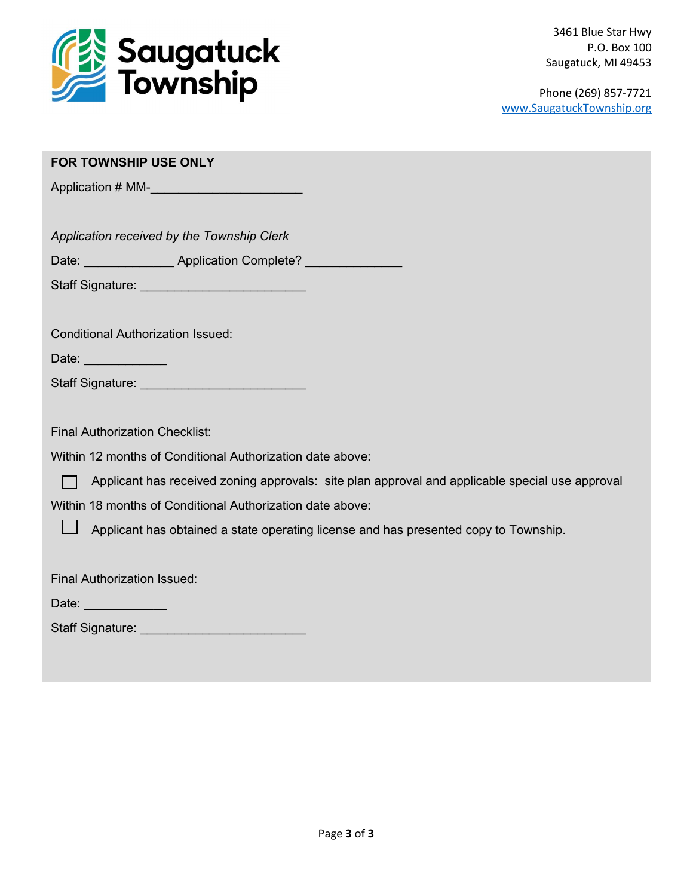Saugatuck Township

3461 Blue Star Hwy
P.O. Box 100
Saugatuck, MI 49453

Phone (269) 857-7721
www.SaugatuckTownship.org

**FOR TOWNSHIP USE ONLY**

Application # MM-_____________________

*Application received by the Township Clerk*

Date: ____________ Application Complete? _____________

Staff Signature: _______________________

Conditional Authorization Issued:

Date: ___________

Staff Signature: _______________________

Final Authorization Checklist:

Within 12 months of Conditional Authorization date above:

- ☐ Applicant has received zoning approvals: site plan approval and applicable special use approval

Within 18 months of Conditional Authorization date above:

- ☐ Applicant has obtained a state operating license and has presented copy to Township.

Final Authorization Issued:

Date: ___________

Staff Signature: _______________________